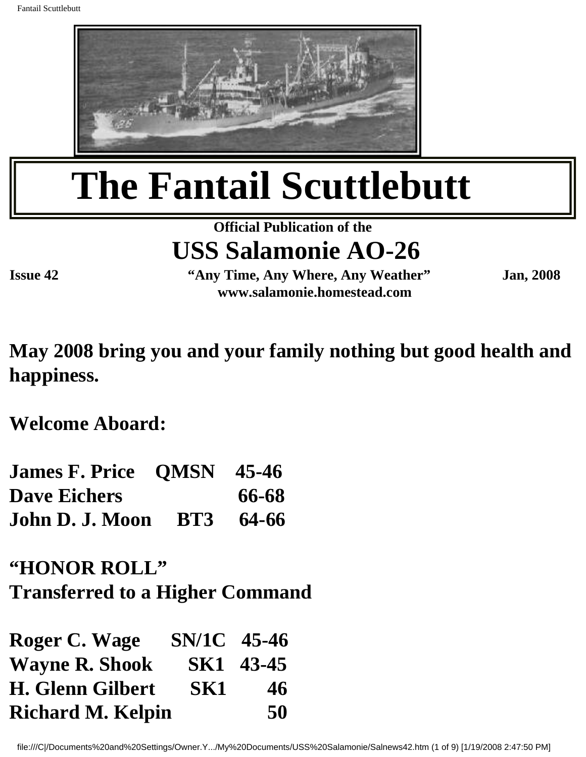# The Fantail Scuttlebutt

**Official Publication of the**

## USS Salamonie AO-26

**Issue 42** **"Any Time, Any Where, Any Weather"** **Jan, 2008**

**www.salamonie.homestead.com**

**May 2008 bring you and your family nothing but good health and happiness.**

**Welcome Aboard:**

| | | |
|---|---|---|
| **James F. Price** | **QMSN** | **45-46** |
| **Dave Eichers** | | **66-68** |
| **John D. J. Moon** | **BT3** | **64-66** |

**"HONOR ROLL"**
**Transferred to a Higher Command**

| | | |
|---|---|---|
| **Roger C. Wage** | **SN/1C** | **45-46** |
| **Wayne R. Shook** | **SK1** | **43-45** |
| **H. Glenn Gilbert** | **SK1** | **46** |
| **Richard M. Kelpin** | | **50** |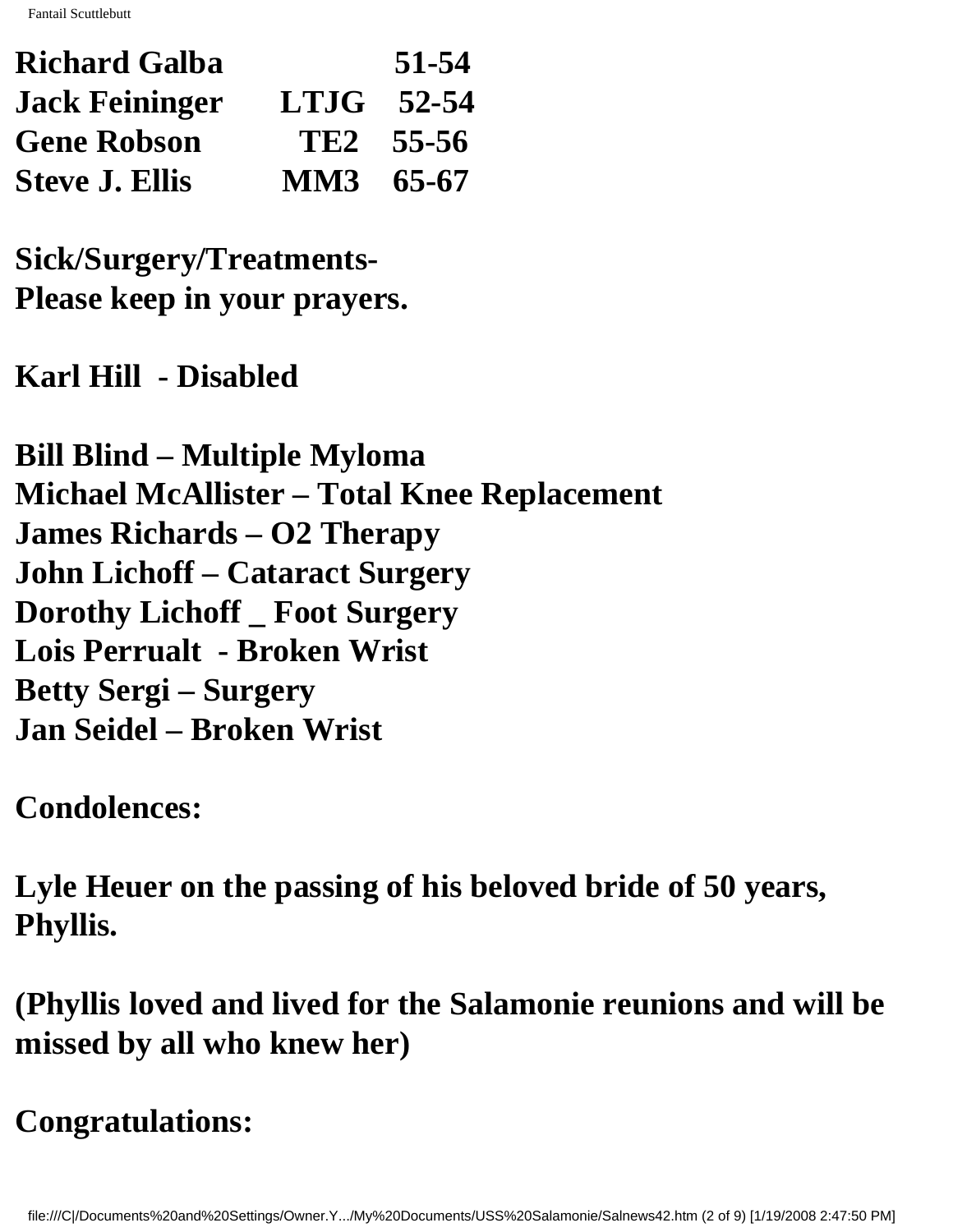| | | |
|---|---|---|
| **Richard Galba** | | **51-54** |
| **Jack Feininger** | **LTJG** | **52-54** |
| **Gene Robson** | **TE2** | **55-56** |
| **Steve J. Ellis** | **MM3** | **65-67** |

**Sick/Surgery/Treatments-**
**Please keep in your prayers.**

**Karl Hill - Disabled**

**Bill Blind – Multiple Myloma**
**Michael McAllister – Total Knee Replacement**
**James Richards – O2 Therapy**
**John Lichoff – Cataract Surgery**
**Dorothy Lichoff _ Foot Surgery**
**Lois Perrualt - Broken Wrist**
**Betty Sergi – Surgery**
**Jan Seidel – Broken Wrist**

**Condolences:**

**Lyle Heuer on the passing of his beloved bride of 50 years, Phyllis.**

**(Phyllis loved and lived for the Salamonie reunions and will be missed by all who knew her)**

**Congratulations:**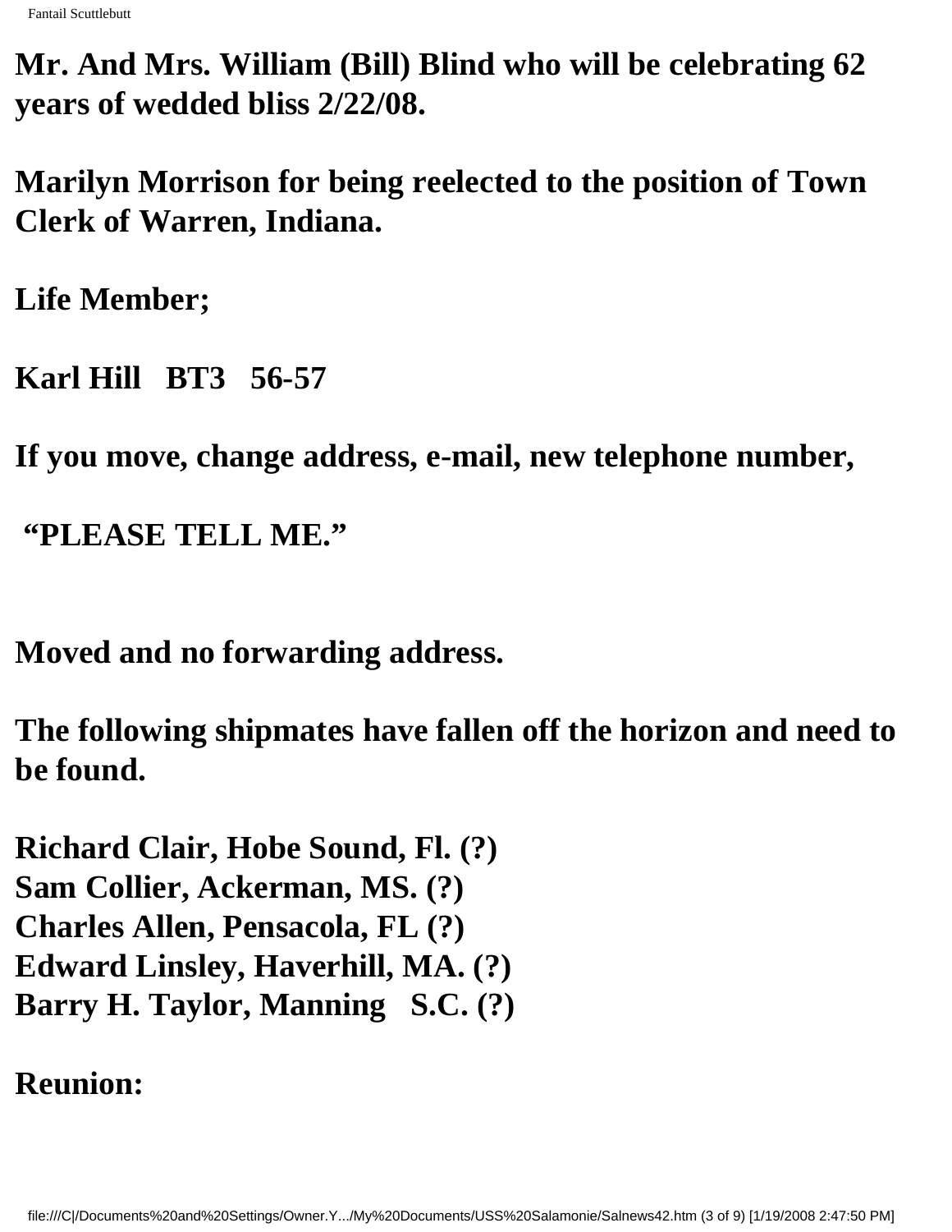**Mr. And Mrs. William (Bill) Blind who will be celebrating 62 years of wedded bliss 2/22/08.**

**Marilyn Morrison for being reelected to the position of Town Clerk of Warren, Indiana.**

**Life Member;**

**Karl Hill BT3 56-57**

**If you move, change address, e-mail, new telephone number,**

**"PLEASE TELL ME."**

**Moved and no forwarding address.**

**The following shipmates have fallen off the horizon and need to be found.**

**Richard Clair, Hobe Sound, Fl. (?)**
**Sam Collier, Ackerman, MS. (?)**
**Charles Allen, Pensacola, FL (?)**
**Edward Linsley, Haverhill, MA. (?)**
**Barry H. Taylor, Manning S.C. (?)**

**Reunion:**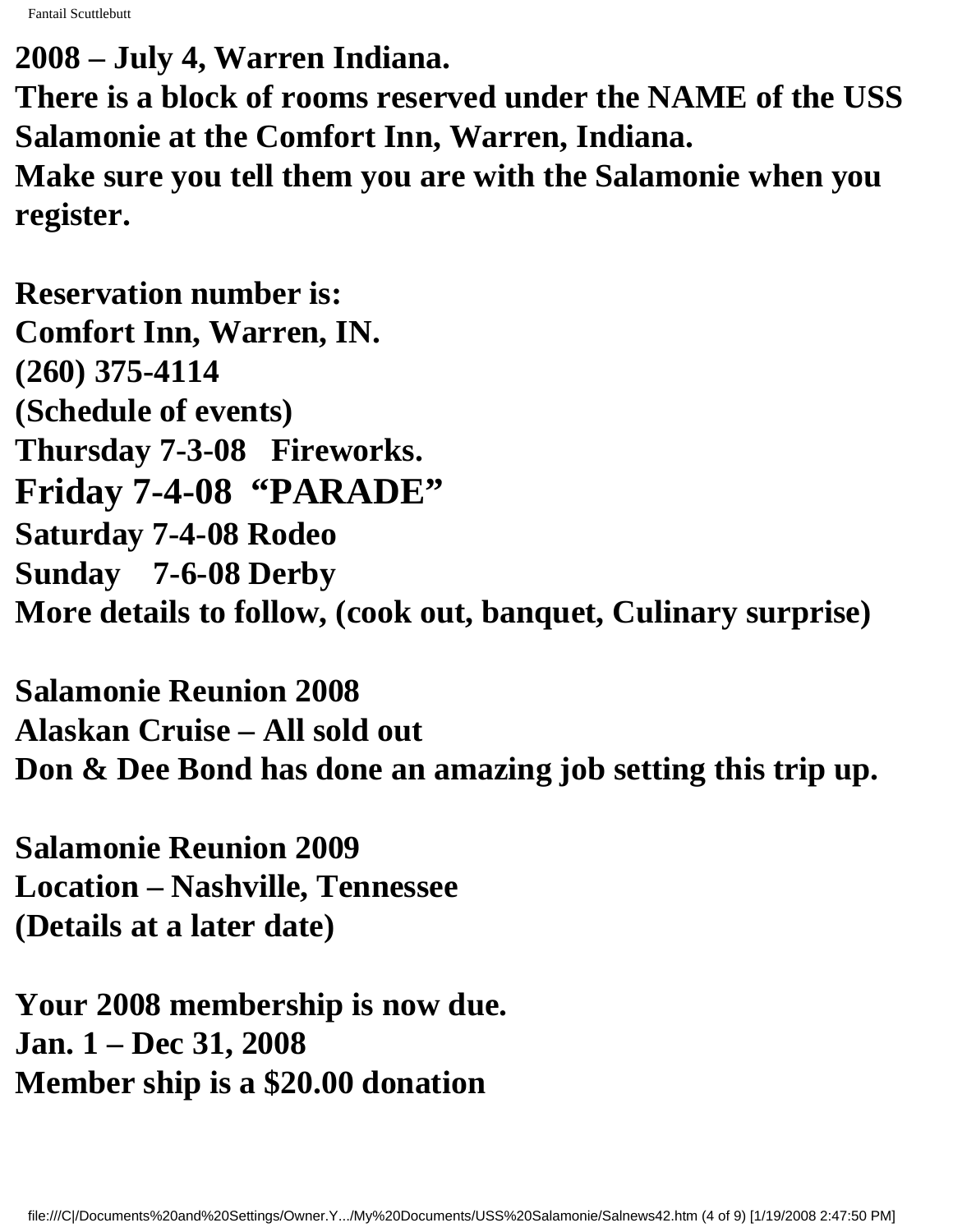**2008 – July 4, Warren Indiana.**
**There is a block of rooms reserved under the NAME of the USS Salamonie at the Comfort Inn, Warren, Indiana.**
**Make sure you tell them you are with the Salamonie when you register.**

**Reservation number is:**
**Comfort Inn, Warren, IN.**
**(260) 375-4114**
**(Schedule of events)**
**Thursday 7-3-08 Fireworks.**
**Friday 7-4-08 "PARADE"**
**Saturday 7-4-08 Rodeo**
**Sunday 7-6-08 Derby**
**More details to follow, (cook out, banquet, Culinary surprise)**

**Salamonie Reunion 2008**
**Alaskan Cruise – All sold out**
**Don & Dee Bond has done an amazing job setting this trip up.**

**Salamonie Reunion 2009**
**Location – Nashville, Tennessee**
**(Details at a later date)**

**Your 2008 membership is now due.**
**Jan. 1 – Dec 31, 2008**
**Member ship is a $20.00 donation**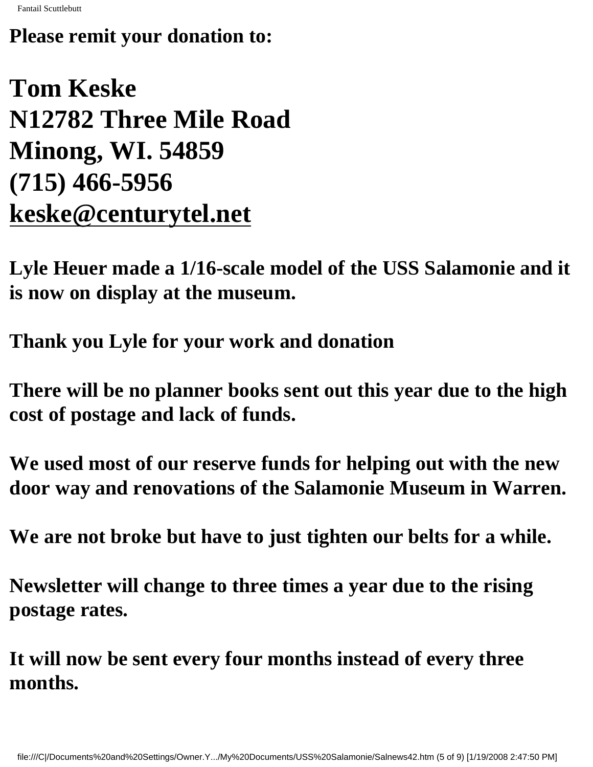**Please remit your donation to:**

# Tom Keske
# N12782 Three Mile Road
# Minong, WI. 54859
# (715) 466-5956
# keske@centurytel.net

**Lyle Heuer made a 1/16-scale model of the USS Salamonie and it is now on display at the museum.**

**Thank you Lyle for your work and donation**

**There will be no planner books sent out this year due to the high cost of postage and lack of funds.**

**We used most of our reserve funds for helping out with the new door way and renovations of the Salamonie Museum in Warren.**

**We are not broke but have to just tighten our belts for a while.**

**Newsletter will change to three times a year due to the rising postage rates.**

**It will now be sent every four months instead of every three months.**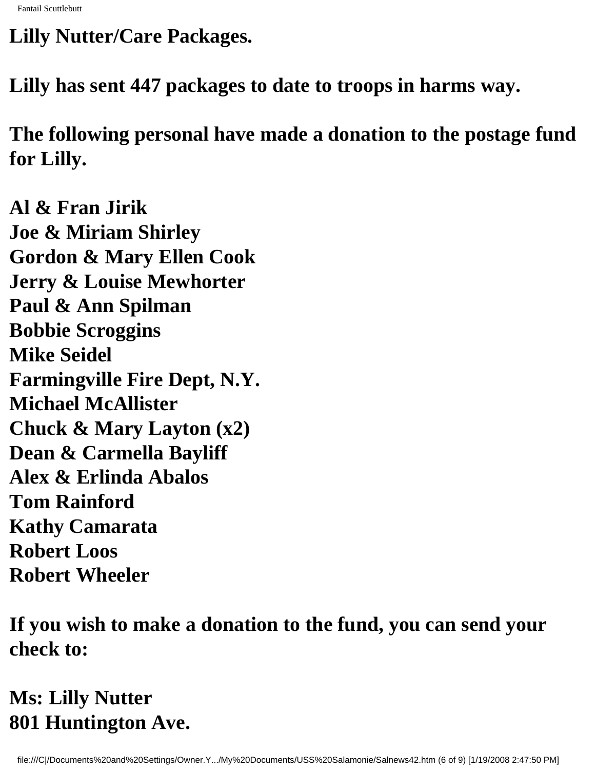**Lilly Nutter/Care Packages.**

**Lilly has sent 447 packages to date to troops in harms way.**

**The following personal have made a donation to the postage fund for Lilly.**

**Al & Fran Jirik**  
**Joe & Miriam Shirley**  
**Gordon & Mary Ellen Cook**  
**Jerry & Louise Mewhorter**  
**Paul & Ann Spilman**  
**Bobbie Scroggins**  
**Mike Seidel**  
**Farmingville Fire Dept, N.Y.**  
**Michael McAllister**  
**Chuck & Mary Layton (x2)**  
**Dean & Carmella Bayliff**  
**Alex & Erlinda Abalos**  
**Tom Rainford**  
**Kathy Camarata**  
**Robert Loos**  
**Robert Wheeler**

**If you wish to make a donation to the fund, you can send your check to:**

**Ms: Lilly Nutter**  
**801 Huntington Ave.**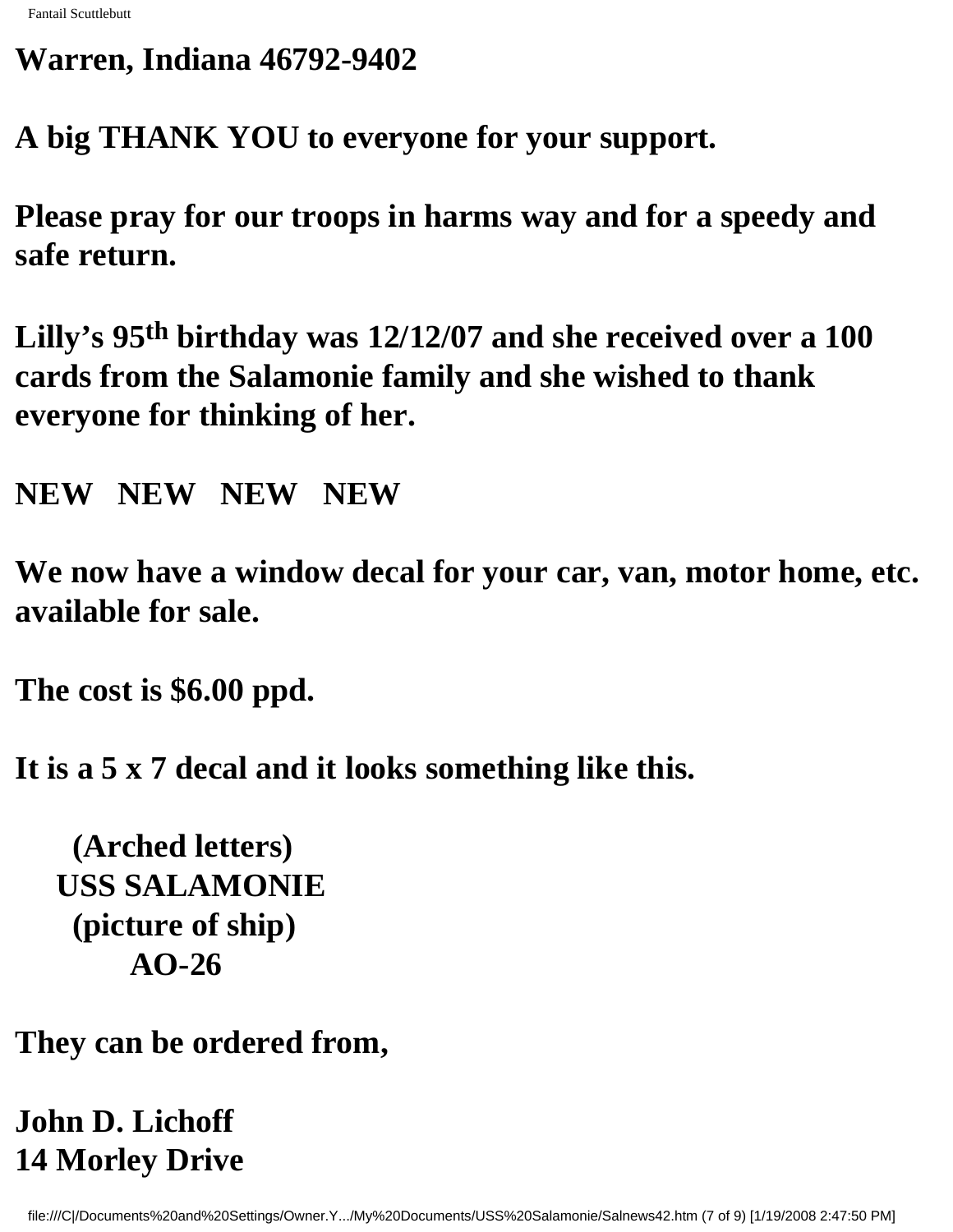**Warren, Indiana 46792-9402**

**A big THANK YOU to everyone for your support.**

**Please pray for our troops in harms way and for a speedy and safe return.**

**Lilly's 95th birthday was 12/12/07 and she received over a 100 cards from the Salamonie family and she wished to thank everyone for thinking of her.**

**NEW NEW NEW NEW**

**We now have a window decal for your car, van, motor home, etc. available for sale.**

**The cost is $6.00 ppd.**

**It is a 5 x 7 decal and it looks something like this.**

**(Arched letters)**
**USS SALAMONIE**
**(picture of ship)**
**AO-26**

**They can be ordered from,**

**John D. Lichoff**
**14 Morley Drive**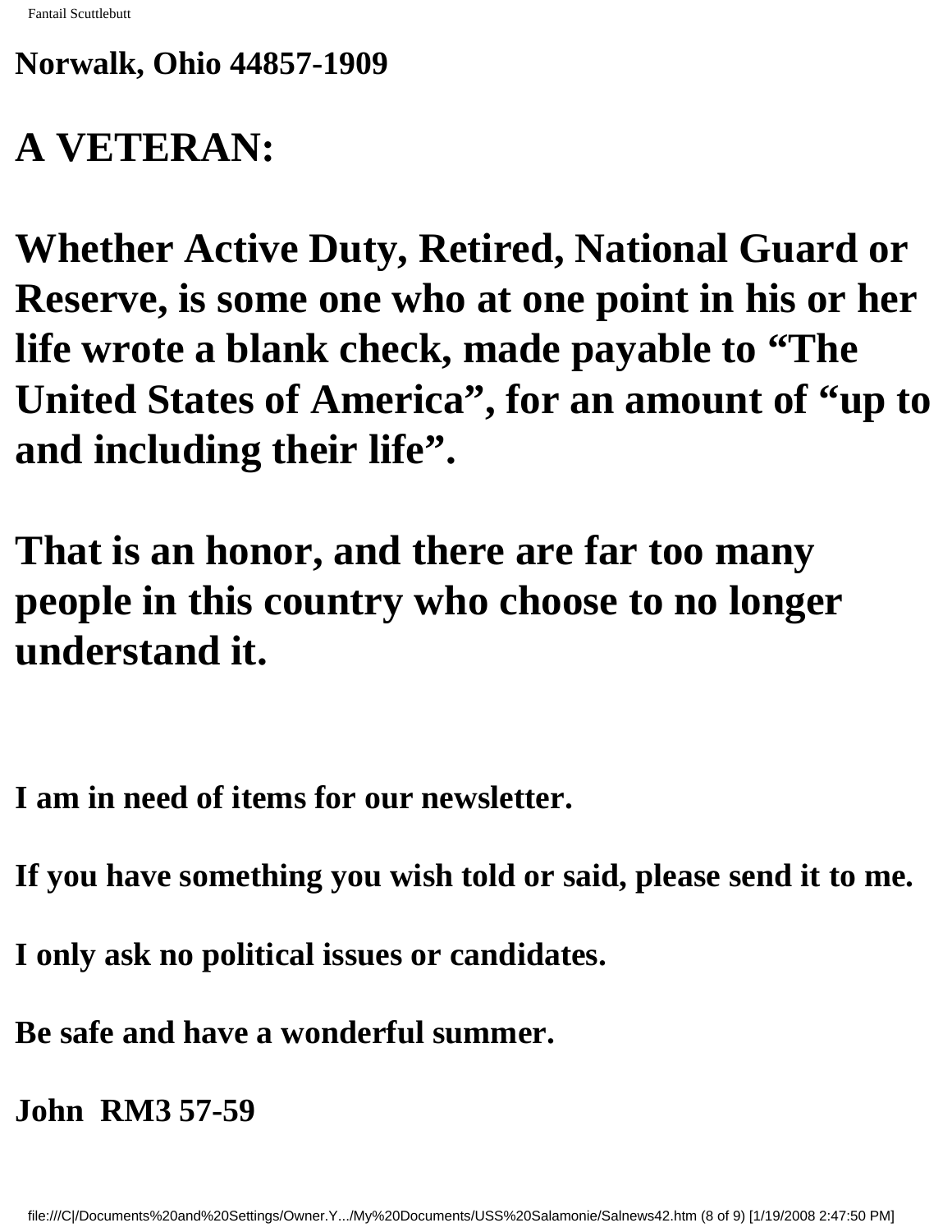**Norwalk, Ohio 44857-1909**

# A VETERAN:

**Whether Active Duty, Retired, National Guard or Reserve, is some one who at one point in his or her life wrote a blank check, made payable to "The United States of America", for an amount of "up to and including their life".**

**That is an honor, and there are far too many people in this country who choose to no longer understand it.**

**I am in need of items for our newsletter.**

**If you have something you wish told or said, please send it to me.**

**I only ask no political issues or candidates.**

**Be safe and have a wonderful summer.**

**John RM3 57-59**